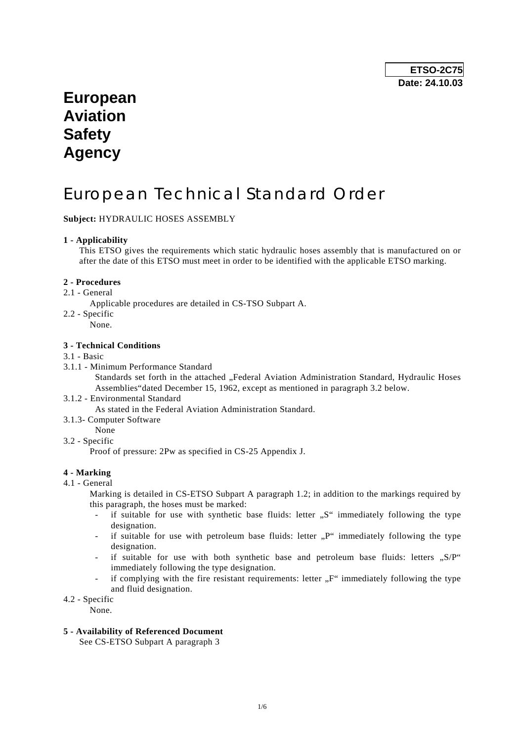**ETSO-2C75**
**Date: 24.10.03**

# European Aviation Safety Agency

# European Technical Standard Order

**Subject:** HYDRAULIC HOSES ASSEMBLY

**1 - Applicability**

This ETSO gives the requirements which static hydraulic hoses assembly that is manufactured on or after the date of this ETSO must meet in order to be identified with the applicable ETSO marking.

**2 - Procedures**

2.1 - General

Applicable procedures are detailed in CS-TSO Subpart A.

2.2 - Specific

None.

**3 - Technical Conditions**

3.1 - Basic

3.1.1 - Minimum Performance Standard

Standards set forth in the attached „Federal Aviation Administration Standard, Hydraulic Hoses Assemblies"dated December 15, 1962, except as mentioned in paragraph 3.2 below.

3.1.2 - Environmental Standard

As stated in the Federal Aviation Administration Standard.

3.1.3- Computer Software

None

3.2 - Specific

Proof of pressure: 2Pw as specified in CS-25 Appendix J.

**4 - Marking**

4.1 - General

Marking is detailed in CS-ETSO Subpart A paragraph 1.2; in addition to the markings required by this paragraph, the hoses must be marked:

- if suitable for use with synthetic base fluids: letter „S" immediately following the type designation.
- if suitable for use with petroleum base fluids: letter „P" immediately following the type designation.
- if suitable for use with both synthetic base and petroleum base fluids: letters „S/P" immediately following the type designation.
- if complying with the fire resistant requirements: letter „F" immediately following the type and fluid designation.

4.2 - Specific

None.

**5 - Availability of Referenced Document**

See CS-ETSO Subpart A paragraph 3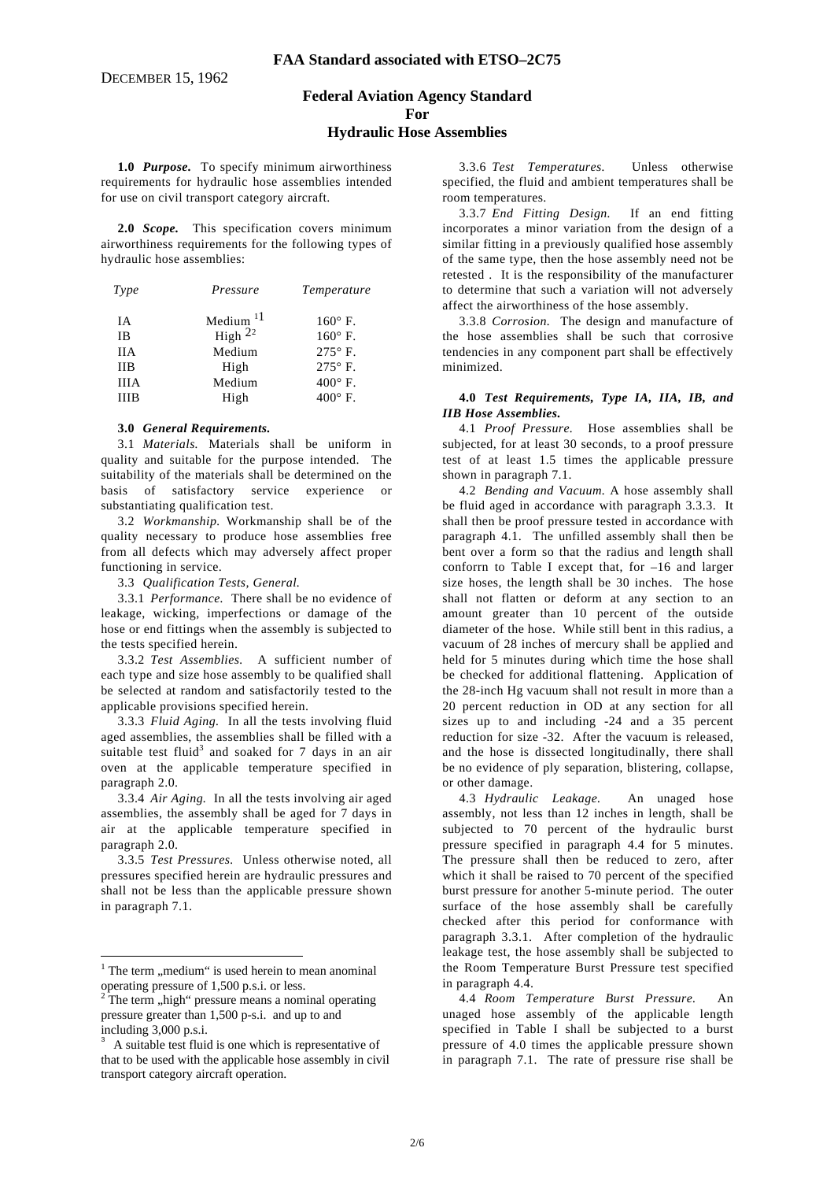DECEMBER 15, 1962

**Federal Aviation Agency Standard**
**For**
**Hydraulic Hose Assemblies**

**1.0** ***Purpose.*** To specify minimum airworthiness requirements for hydraulic hose assemblies intended for use on civil transport category aircraft.

**2.0** ***Scope.*** This specification covers minimum airworthiness requirements for the following types of hydraulic hose assemblies:

| *Type* | *Pressure* | *Temperature* |
|---|---|---|
| IA | Medium [1] | 160° F. |
| IB | High [2] | 160° F. |
| IIA | Medium | 275° F. |
| IIB | High | 275° F. |
| IIIA | Medium | 400° F. |
| IIIB | High | 400° F. |

**3.0** ***General Requirements.***

3.1 *Materials.* Materials shall be uniform in quality and suitable for the purpose intended. The suitability of the materials shall be determined on the basis of satisfactory service experience or substantiating qualification test.

3.2 *Workmanship.* Workmanship shall be of the quality necessary to produce hose assemblies free from all defects which may adversely affect proper functioning in service.

3.3 *Qualification Tests, General.*

3.3.1 *Performance.* There shall be no evidence of leakage, wicking, imperfections or damage of the hose or end fittings when the assembly is subjected to the tests specified herein.

3.3.2 *Test Assemblies.* A sufficient number of each type and size hose assembly to be qualified shall be selected at random and satisfactorily tested to the applicable provisions specified herein.

3.3.3 *Fluid Aging.* In all the tests involving fluid aged assemblies, the assemblies shall be filled with a suitable test fluid[3] and soaked for 7 days in an air oven at the applicable temperature specified in paragraph 2.0.

3.3.4 *Air Aging.* In all the tests involving air aged assemblies, the assembly shall be aged for 7 days in air at the applicable temperature specified in paragraph 2.0.

3.3.5 *Test Pressures.* Unless otherwise noted, all pressures specified herein are hydraulic pressures and shall not be less than the applicable pressure shown in paragraph 7.1.

3.3.6 *Test Temperatures.* Unless otherwise specified, the fluid and ambient temperatures shall be room temperatures.

3.3.7 *End Fitting Design.* If an end fitting incorporates a minor variation from the design of a similar fitting in a previously qualified hose assembly of the same type, then the hose assembly need not be retested . It is the responsibility of the manufacturer to determine that such a variation will not adversely affect the airworthiness of the hose assembly.

3.3.8 *Corrosion.* The design and manufacture of the hose assemblies shall be such that corrosive tendencies in any component part shall be effectively minimized.

**4.0** ***Test Requirements, Type IA, IIA, IB, and IIB Hose Assemblies.***

4.1 *Proof Pressure.* Hose assemblies shall be subjected, for at least 30 seconds, to a proof pressure test of at least 1.5 times the applicable pressure shown in paragraph 7.1.

4.2 *Bending and Vacuum.* A hose assembly shall be fluid aged in accordance with paragraph 3.3.3. It shall then be proof pressure tested in accordance with paragraph 4.1. The unfilled assembly shall then be bent over a form so that the radius and length shall conforrn to Table I except that, for –16 and larger size hoses, the length shall be 30 inches. The hose shall not flatten or deform at any section to an amount greater than 10 percent of the outside diameter of the hose. While still bent in this radius, a vacuum of 28 inches of mercury shall be applied and held for 5 minutes during which time the hose shall be checked for additional flattening. Application of the 28-inch Hg vacuum shall not result in more than a 20 percent reduction in OD at any section for all sizes up to and including -24 and a 35 percent reduction for size -32. After the vacuum is released, and the hose is dissected longitudinally, there shall be no evidence of ply separation, blistering, collapse, or other damage.

4.3 *Hydraulic Leakage.* An unaged hose assembly, not less than 12 inches in length, shall be subjected to 70 percent of the hydraulic burst pressure specified in paragraph 4.4 for 5 minutes. The pressure shall then be reduced to zero, after which it shall be raised to 70 percent of the specified burst pressure for another 5-minute period. The outer surface of the hose assembly shall be carefully checked after this period for conformance with paragraph 3.3.1. After completion of the hydraulic leakage test, the hose assembly shall be subjected to the Room Temperature Burst Pressure test specified in paragraph 4.4.

4.4 *Room Temperature Burst Pressure.* An unaged hose assembly of the applicable length specified in Table I shall be subjected to a burst pressure of 4.0 times the applicable pressure shown in paragraph 7.1. The rate of pressure rise shall be

---

[1] The term „medium“ is used herein to mean anominal operating pressure of 1,500 p.s.i. or less.

[2] The term „high“ pressure means a nominal operating pressure greater than 1,500 p-s.i. and up to and including 3,000 p.s.i.

[3] A suitable test fluid is one which is representative of that to be used with the applicable hose assembly in civil transport category aircraft operation.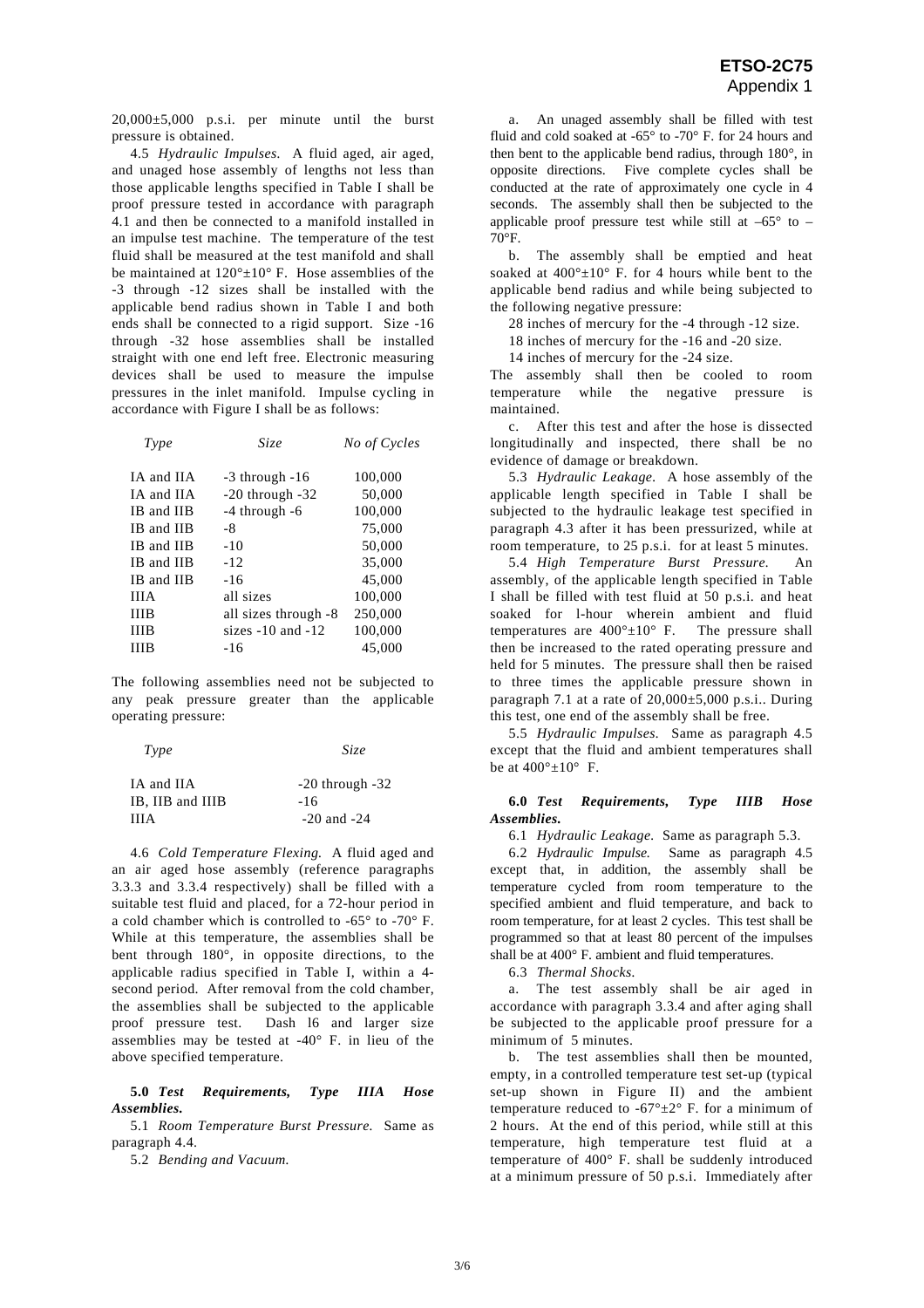20,000±5,000 p.s.i. per minute until the burst pressure is obtained.

4.5 *Hydraulic Impulses.* A fluid aged, air aged, and unaged hose assembly of lengths not less than those applicable lengths specified in Table I shall be proof pressure tested in accordance with paragraph 4.1 and then be connected to a manifold installed in an impulse test machine. The temperature of the test fluid shall be measured at the test manifold and shall be maintained at 120°±10° F. Hose assemblies of the -3 through -12 sizes shall be installed with the applicable bend radius shown in Table I and both ends shall be connected to a rigid support. Size -16 through -32 hose assemblies shall be installed straight with one end left free. Electronic measuring devices shall be used to measure the impulse pressures in the inlet manifold. Impulse cycling in accordance with Figure I shall be as follows:

| *Type* | *Size* | *No of Cycles* |
|---|---|---|
| IA and IIA | -3 through -16 | 100,000 |
| IA and IIA | -20 through -32 | 50,000 |
| IB and IIB | -4 through -6 | 100,000 |
| IB and IIB | -8 | 75,000 |
| IB and IIB | -10 | 50,000 |
| IB and IIB | -12 | 35,000 |
| IB and IIB | -16 | 45,000 |
| IIIA | all sizes | 100,000 |
| IIIB | all sizes through -8 | 250,000 |
| IIIB | sizes -10 and -12 | 100,000 |
| IIIB | -16 | 45,000 |

The following assemblies need not be subjected to any peak pressure greater than the applicable operating pressure:

| *Type* | *Size* |
|---|---|
| IA and IIA | -20 through -32 |
| IB, IIB and IIIB | -16 |
| IIIA | -20 and -24 |

4.6 *Cold Temperature Flexing.* A fluid aged and an air aged hose assembly (reference paragraphs 3.3.3 and 3.3.4 respectively) shall be filled with a suitable test fluid and placed, for a 72-hour period in a cold chamber which is controlled to -65° to -70° F. While at this temperature, the assemblies shall be bent through 180°, in opposite directions, to the applicable radius specified in Table I, within a 4-second period. After removal from the cold chamber, the assemblies shall be subjected to the applicable proof pressure test. Dash l6 and larger size assemblies may be tested at -40° F. in lieu of the above specified temperature.

**5.0** ***Test Requirements, Type IIIA Hose Assemblies.***

5.1 *Room Temperature Burst Pressure.* Same as paragraph 4.4.

5.2 *Bending and Vacuum.*

a. An unaged assembly shall be filled with test fluid and cold soaked at -65° to -70° F. for 24 hours and then bent to the applicable bend radius, through 180°, in opposite directions. Five complete cycles shall be conducted at the rate of approximately one cycle in 4 seconds. The assembly shall then be subjected to the applicable proof pressure test while still at –65° to –70°F.

b. The assembly shall be emptied and heat soaked at 400°±10° F. for 4 hours while bent to the applicable bend radius and while being subjected to the following negative pressure:

28 inches of mercury for the -4 through -12 size.

18 inches of mercury for the -16 and -20 size.

14 inches of mercury for the -24 size.

The assembly shall then be cooled to room temperature while the negative pressure is maintained.

c. After this test and after the hose is dissected longitudinally and inspected, there shall be no evidence of damage or breakdown.

5.3 *Hydraulic Leakage.* A hose assembly of the applicable length specified in Table I shall be subjected to the hydraulic leakage test specified in paragraph 4.3 after it has been pressurized, while at room temperature, to 25 p.s.i. for at least 5 minutes.

5.4 *High Temperature Burst Pressure.* An assembly, of the applicable length specified in Table I shall be filled with test fluid at 50 p.s.i. and heat soaked for l-hour wherein ambient and fluid temperatures are 400°±10° F. The pressure shall then be increased to the rated operating pressure and held for 5 minutes. The pressure shall then be raised to three times the applicable pressure shown in paragraph 7.1 at a rate of 20,000±5,000 p.s.i.. During this test, one end of the assembly shall be free.

5.5 *Hydraulic Impulses.* Same as paragraph 4.5 except that the fluid and ambient temperatures shall be at 400°±10° F.

**6.0** ***Test Requirements, Type IIIB Hose Assemblies.***

6.1 *Hydraulic Leakage.* Same as paragraph 5.3.

6.2 *Hydraulic Impulse.* Same as paragraph 4.5 except that, in addition, the assembly shall be temperature cycled from room temperature to the specified ambient and fluid temperature, and back to room temperature, for at least 2 cycles. This test shall be programmed so that at least 80 percent of the impulses shall be at 400° F. ambient and fluid temperatures.

6.3 *Thermal Shocks.*

a. The test assembly shall be air aged in accordance with paragraph 3.3.4 and after aging shall be subjected to the applicable proof pressure for a minimum of 5 minutes.

b. The test assemblies shall then be mounted, empty, in a controlled temperature test set-up (typical set-up shown in Figure II) and the ambient temperature reduced to -67°±2° F. for a minimum of 2 hours. At the end of this period, while still at this temperature, high temperature test fluid at a temperature of 400° F. shall be suddenly introduced at a minimum pressure of 50 p.s.i. Immediately after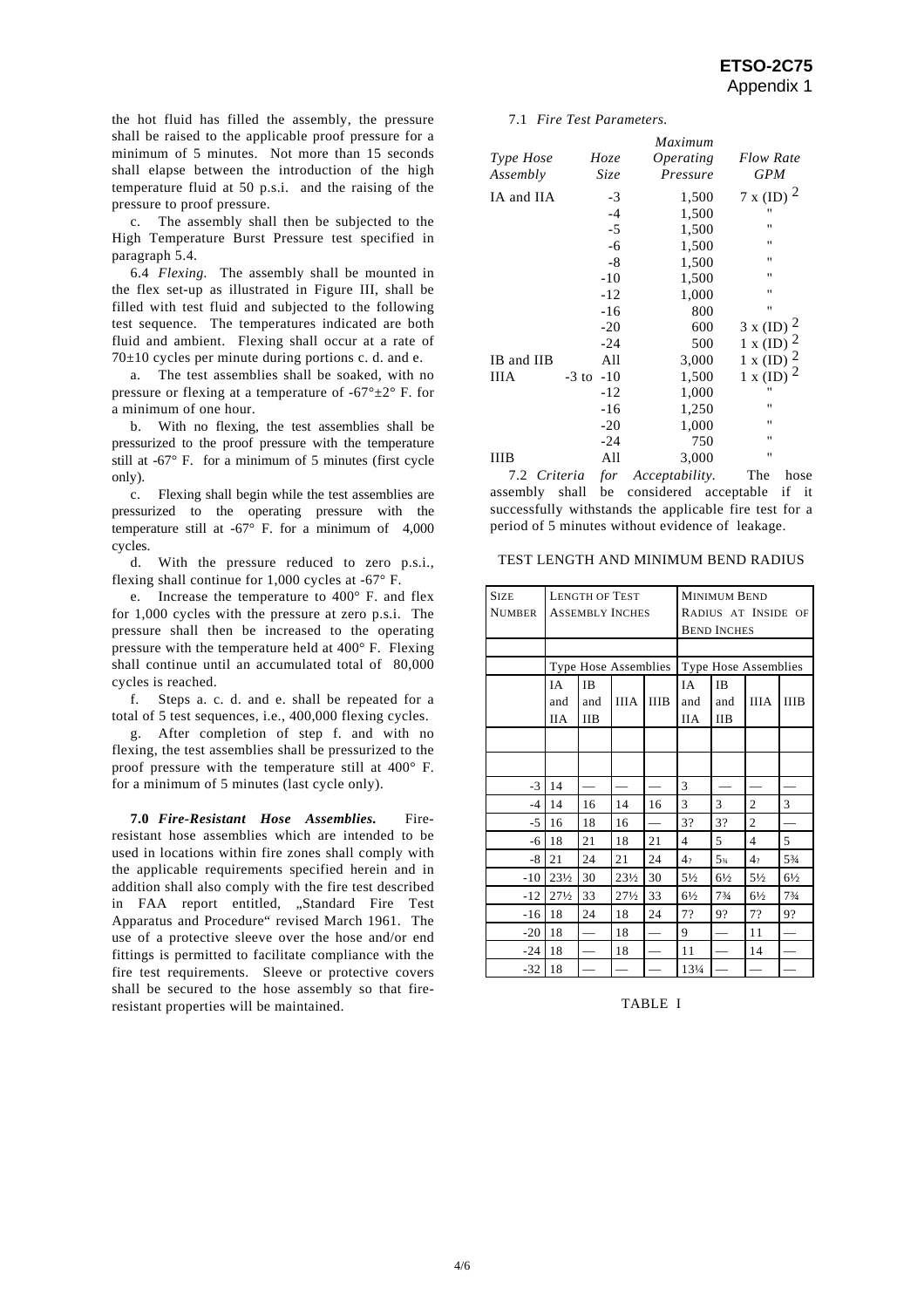the hot fluid has filled the assembly, the pressure shall be raised to the applicable proof pressure for a minimum of 5 minutes. Not more than 15 seconds shall elapse between the introduction of the high temperature fluid at 50 p.s.i. and the raising of the pressure to proof pressure.

c. The assembly shall then be subjected to the High Temperature Burst Pressure test specified in paragraph 5.4.

6.4 *Flexing.* The assembly shall be mounted in the flex set-up as illustrated in Figure III, shall be filled with test fluid and subjected to the following test sequence. The temperatures indicated are both fluid and ambient. Flexing shall occur at a rate of 70±10 cycles per minute during portions c. d. and e.

a. The test assemblies shall be soaked, with no pressure or flexing at a temperature of -67°±2° F. for a minimum of one hour.

b. With no flexing, the test assemblies shall be pressurized to the proof pressure with the temperature still at -67° F. for a minimum of 5 minutes (first cycle only).

c. Flexing shall begin while the test assemblies are pressurized to the operating pressure with the temperature still at -67° F. for a minimum of 4,000 cycles.

d. With the pressure reduced to zero p.s.i., flexing shall continue for 1,000 cycles at -67° F.

e. Increase the temperature to 400° F. and flex for 1,000 cycles with the pressure at zero p.s.i. The pressure shall then be increased to the operating pressure with the temperature held at 400° F. Flexing shall continue until an accumulated total of 80,000 cycles is reached.

f. Steps a. c. d. and e. shall be repeated for a total of 5 test sequences, i.e., 400,000 flexing cycles.

g. After completion of step f. and with no flexing, the test assemblies shall be pressurized to the proof pressure with the temperature still at 400° F. for a minimum of 5 minutes (last cycle only).

**7.0** ***Fire-Resistant Hose Assemblies.*** Fire-resistant hose assemblies which are intended to be used in locations within fire zones shall comply with the applicable requirements specified herein and in addition shall also comply with the fire test described in FAA report entitled, „Standard Fire Test Apparatus and Procedure“ revised March 1961. The use of a protective sleeve over the hose and/or end fittings is permitted to facilitate compliance with the fire test requirements. Sleeve or protective covers shall be secured to the hose assembly so that fire-resistant properties will be maintained.

7.1 *Fire Test Parameters.*

| *Type Hose Assembly* | *Hoze Size* | *Maximum Operating Pressure* | *Flow Rate GPM* |
|---|---|---|---|
| IA and IIA | -3 | 1,500 | 7 x (ID) [2] |
| | -4 | 1,500 | " |
| | -5 | 1,500 | " |
| | -6 | 1,500 | " |
| | -8 | 1,500 | " |
| | -10 | 1,500 | " |
| | -12 | 1,000 | " |
| | -16 | 800 | " |
| | -20 | 600 | 3 x (ID) [2] |
| | -24 | 500 | 1 x (ID) [2] |
| IB and IIB | All | 3,000 | 1 x (ID) [2] |
| IIIA | -3 to -10 | 1,500 | 1 x (ID) [2] |
| | -12 | 1,000 | " |
| | -16 | 1,250 | " |
| | -20 | 1,000 | " |
| | -24 | 750 | " |
| IIIB | All | 3,000 | " |

7.2 *Criteria for Acceptability.* The hose assembly shall be considered acceptable if it successfully withstands the applicable fire test for a period of 5 minutes without evidence of leakage.

TEST LENGTH AND MINIMUM BEND RADIUS

| SIZE NUMBER | LENGTH OF TEST ASSEMBLY INCHES | | | | MINIMUM BEND RADIUS AT INSIDE OF BEND INCHES | | | |
|---|---|---|---|---|---|---|---|---|
| | Type Hose Assemblies | | | | Type Hose Assemblies | | | |
| | IA and IIA | IB and IIB | IIIA | IIIB | IA and IIA | IB and IIB | IIIA | IIIB |
| -3 | 14 | — | — | — | 3 | — | — | — |
| -4 | 14 | 16 | 14 | 16 | 3 | 3 | 2 | 3 |
| -5 | 16 | 18 | 16 | — | 3? | 3? | 2 | — |
| -6 | 18 | 21 | 18 | 21 | 4 | 5 | 4 | 5 |
| -8 | 21 | 24 | 21 | 24 | 4? | 5¾ | 4? | 5¾ |
| -10 | 23½ | 30 | 23½ | 30 | 5½ | 6½ | 5½ | 6½ |
| -12 | 27½ | 33 | 27½ | 33 | 6½ | 7¾ | 6½ | 7¾ |
| -16 | 18 | 24 | 18 | 24 | 7? | 9? | 7? | 9? |
| -20 | 18 | — | 18 | — | 9 | — | 11 | — |
| -24 | 18 | — | 18 | — | 11 | — | 14 | — |
| -32 | 18 | — | — | — | 13¼ | — | — | — |

TABLE I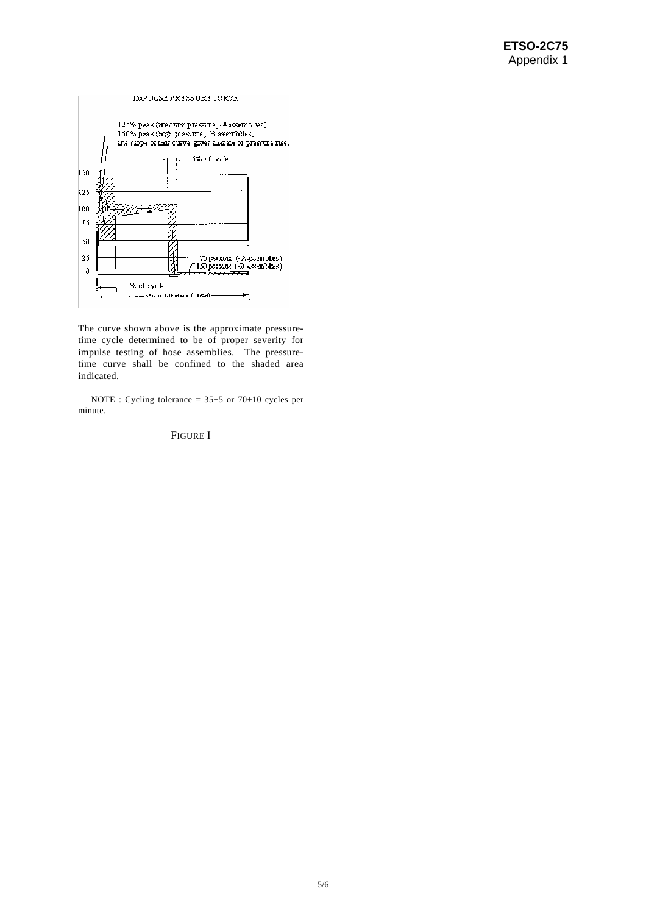The curve shown above is the approximate pressure-time cycle determined to be of proper severity for impulse testing of hose assemblies. The pressure-time curve shall be confined to the shaded area indicated.

NOTE : Cycling tolerance = 35±5 or 70±10 cycles per minute.

FIGURE I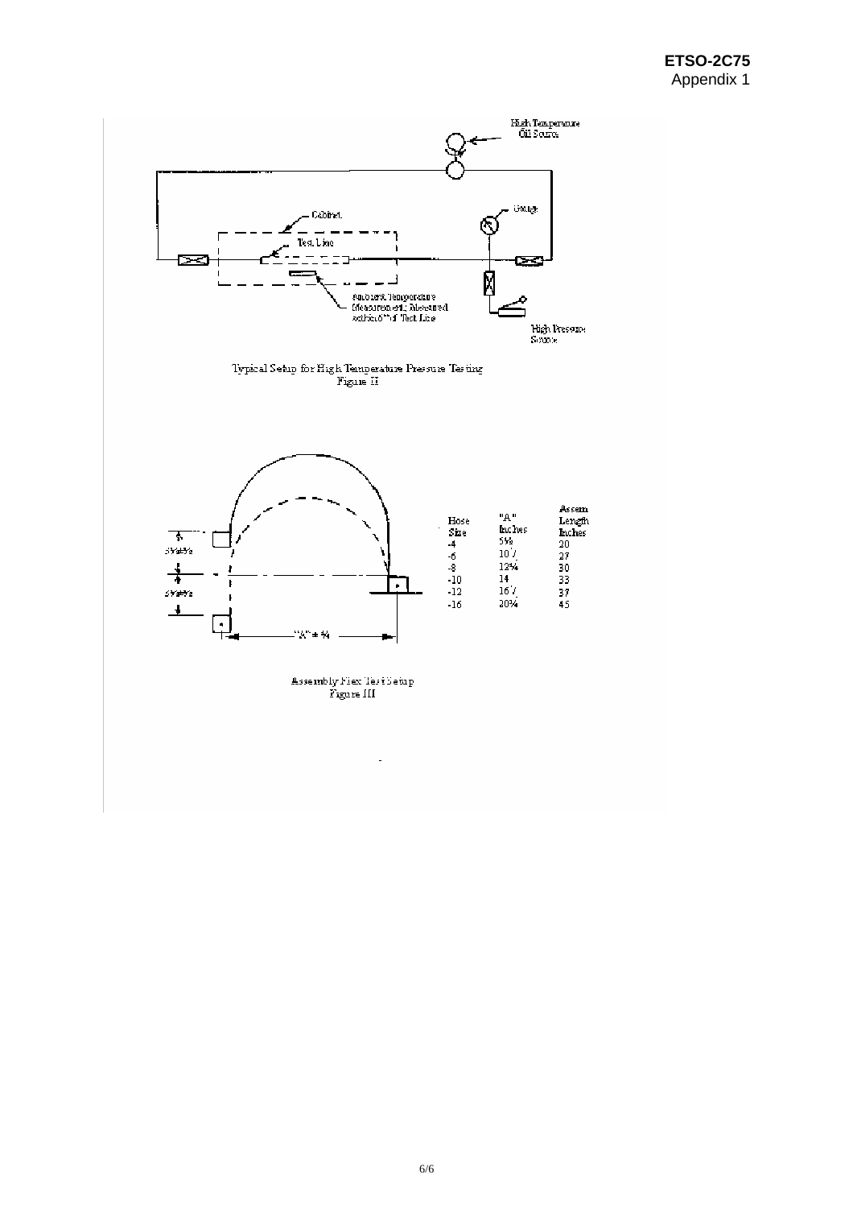High Temperature Oil Source

Cabinet

Test Line

Gauge

Ambient Temperature Measurement; Measured within 6" of Test Line

High Pressure Source

Typical Setup for High Temperature Pressure Testing
Figure II

5⅝±⅛

5⅝±⅛

"A" ± ¼

| Hose Size | "A" Inches | Assem Length Inches |
| --- | --- | --- |
| -4 | 5½ | 20 |
| -6 | 10 ⅞ | 27 |
| -8 | 12¾ | 30 |
| -10 | 14 | 33 |
| -12 | 16 ⅞ | 37 |
| -16 | 20¾ | 45 |

Assembly Flex Test Setup
Figure III